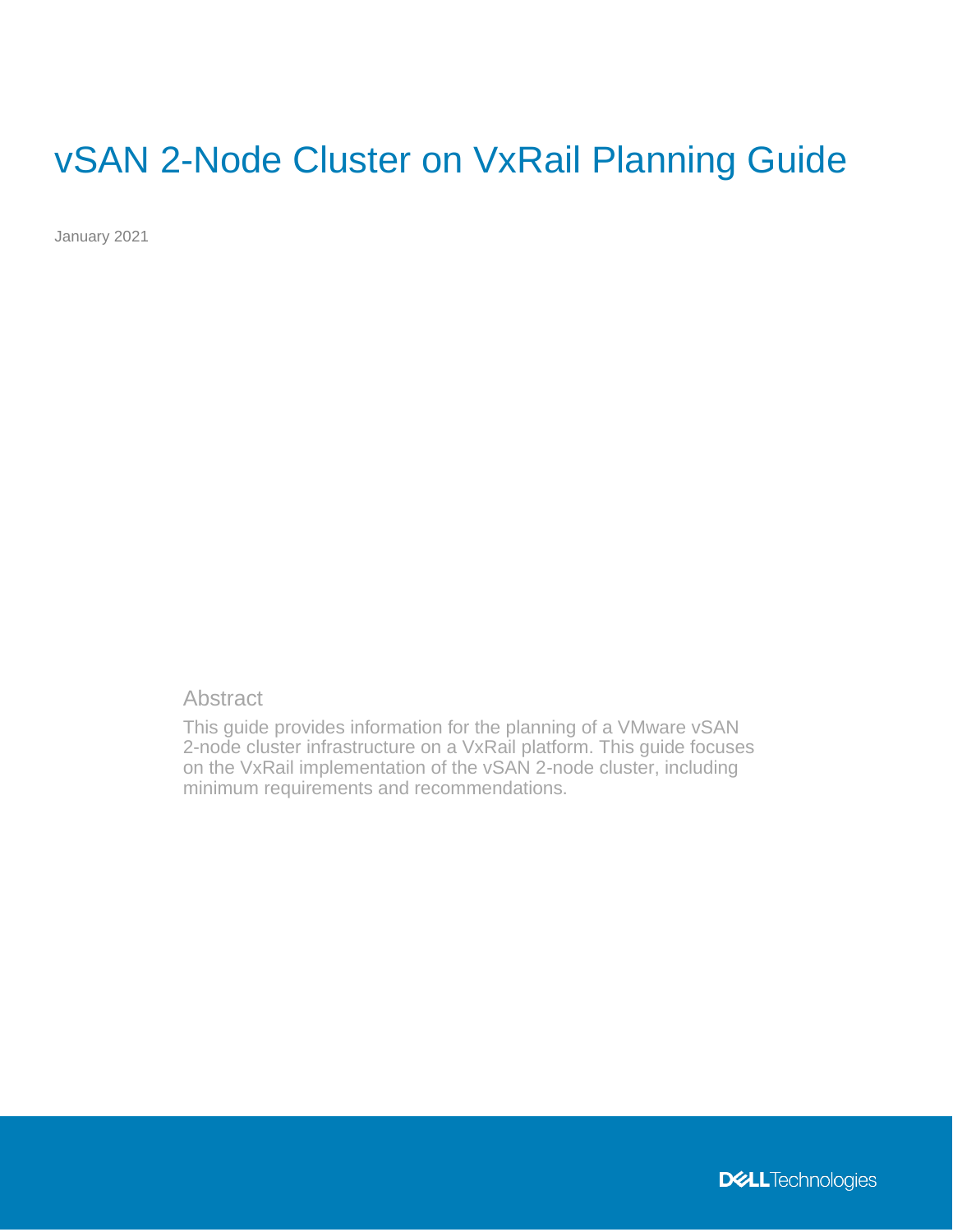# vSAN 2-Node Cluster on VxRail Planning Guide

January 2021

## Abstract

This guide provides information for the planning of a VMware vSAN 2-node cluster infrastructure on a VxRail platform. This guide focuses on the VxRail implementation of the vSAN 2-node cluster, including minimum requirements and recommendations.

DELL Technologies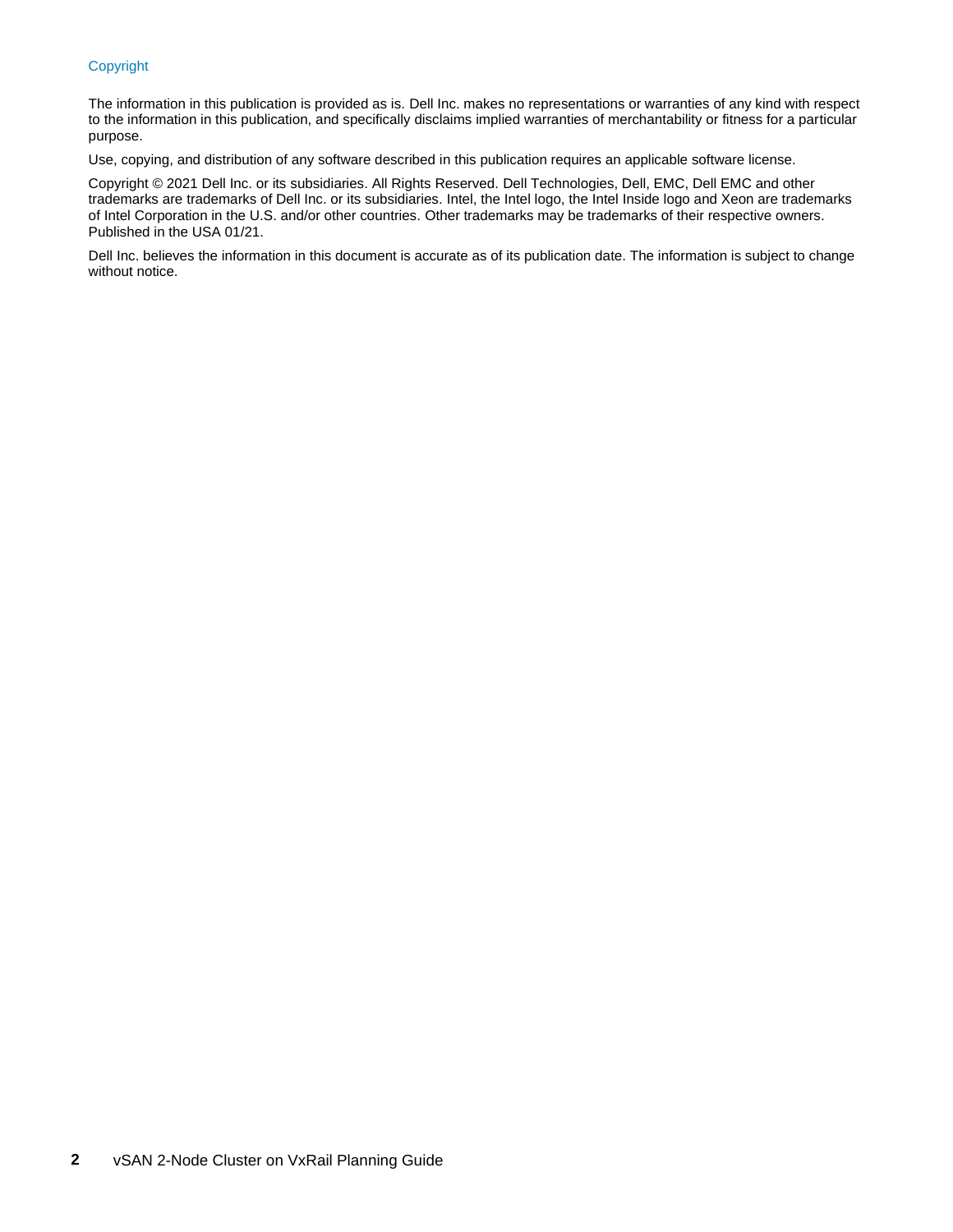## Copyright

The information in this publication is provided as is. Dell Inc. makes no representations or warranties of any kind with respect to the information in this publication, and specifically disclaims implied warranties of merchantability or fitness for a particular purpose.

Use, copying, and distribution of any software described in this publication requires an applicable software license.

Copyright © 2021 Dell Inc. or its subsidiaries. All Rights Reserved. Dell Technologies, Dell, EMC, Dell EMC and other trademarks are trademarks of Dell Inc. or its subsidiaries. Intel, the Intel logo, the Intel Inside logo and Xeon are trademarks of Intel Corporation in the U.S. and/or other countries. Other trademarks may be trademarks of their respective owners. Published in the USA 01/21.

Dell Inc. believes the information in this document is accurate as of its publication date. The information is subject to change without notice.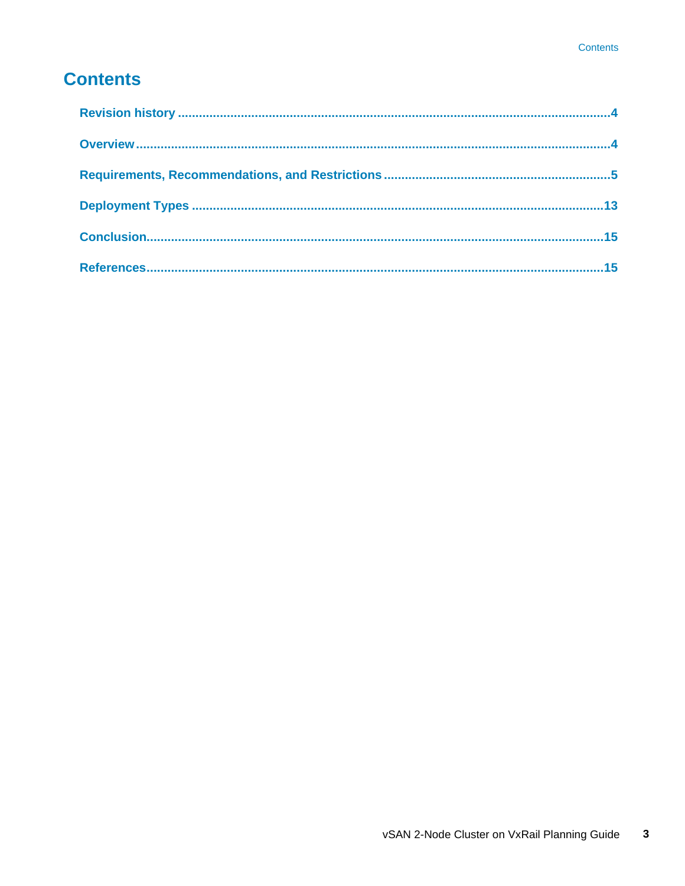# Contents

Revision history ....................................................................................................................4

Overview ..............................................................................................................................4

Requirements, Recommendations, and Restrictions ..........................................................5

Deployment Types ..............................................................................................................13

Conclusion...........................................................................................................................15

References...........................................................................................................................15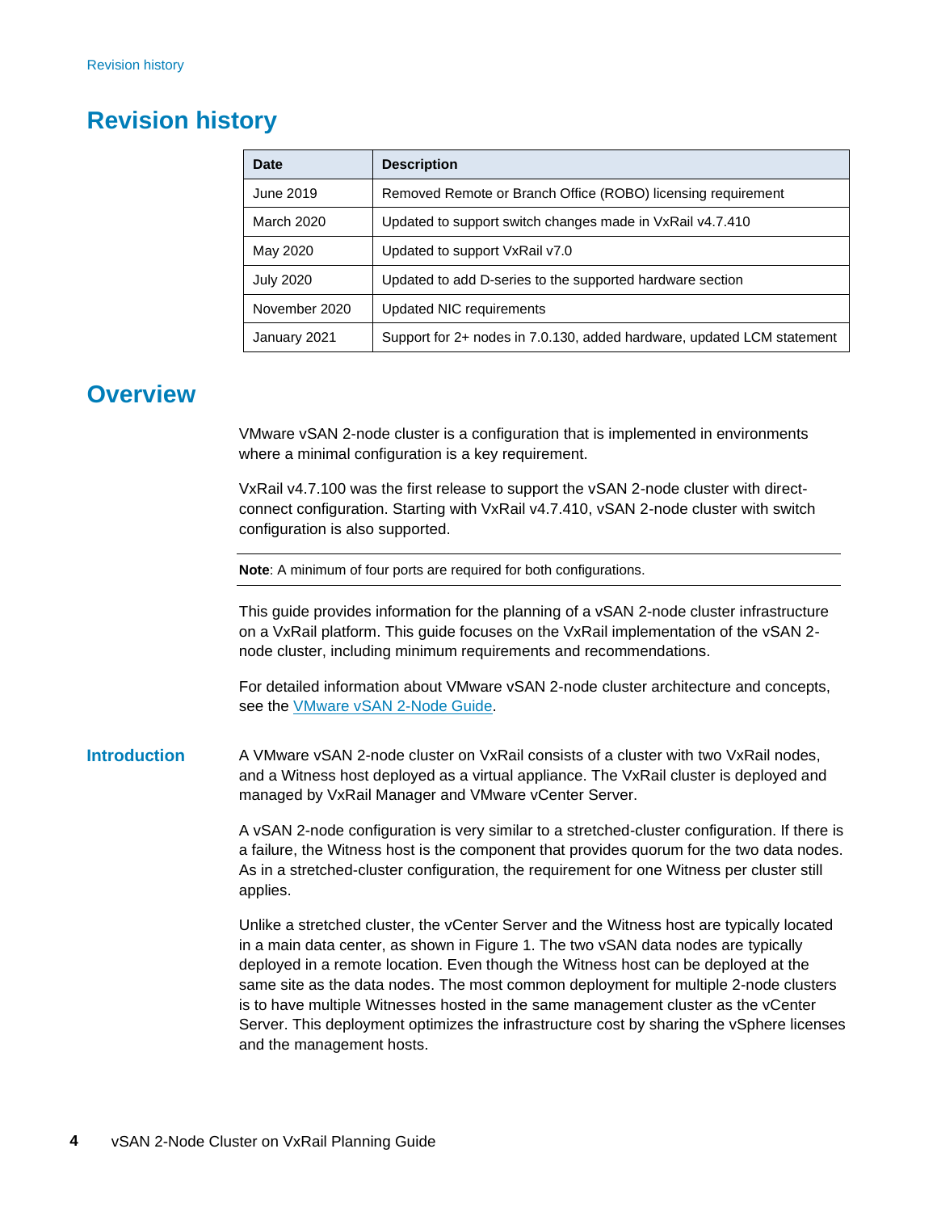# Revision history

| Date | Description |
|---|---|
| June 2019 | Removed Remote or Branch Office (ROBO) licensing requirement |
| March 2020 | Updated to support switch changes made in VxRail v4.7.410 |
| May 2020 | Updated to support VxRail v7.0 |
| July 2020 | Updated to add D-series to the supported hardware section |
| November 2020 | Updated NIC requirements |
| January 2021 | Support for 2+ nodes in 7.0.130, added hardware, updated LCM statement |

# Overview

VMware vSAN 2-node cluster is a configuration that is implemented in environments where a minimal configuration is a key requirement.

VxRail v4.7.100 was the first release to support the vSAN 2-node cluster with direct-connect configuration. Starting with VxRail v4.7.410, vSAN 2-node cluster with switch configuration is also supported.

**Note**: A minimum of four ports are required for both configurations.

This guide provides information for the planning of a vSAN 2-node cluster infrastructure on a VxRail platform. This guide focuses on the VxRail implementation of the vSAN 2-node cluster, including minimum requirements and recommendations.

For detailed information about VMware vSAN 2-node cluster architecture and concepts, see the VMware vSAN 2-Node Guide.

## Introduction

A VMware vSAN 2-node cluster on VxRail consists of a cluster with two VxRail nodes, and a Witness host deployed as a virtual appliance. The VxRail cluster is deployed and managed by VxRail Manager and VMware vCenter Server.

A vSAN 2-node configuration is very similar to a stretched-cluster configuration. If there is a failure, the Witness host is the component that provides quorum for the two data nodes. As in a stretched-cluster configuration, the requirement for one Witness per cluster still applies.

Unlike a stretched cluster, the vCenter Server and the Witness host are typically located in a main data center, as shown in Figure 1. The two vSAN data nodes are typically deployed in a remote location. Even though the Witness host can be deployed at the same site as the data nodes. The most common deployment for multiple 2-node clusters is to have multiple Witnesses hosted in the same management cluster as the vCenter Server. This deployment optimizes the infrastructure cost by sharing the vSphere licenses and the management hosts.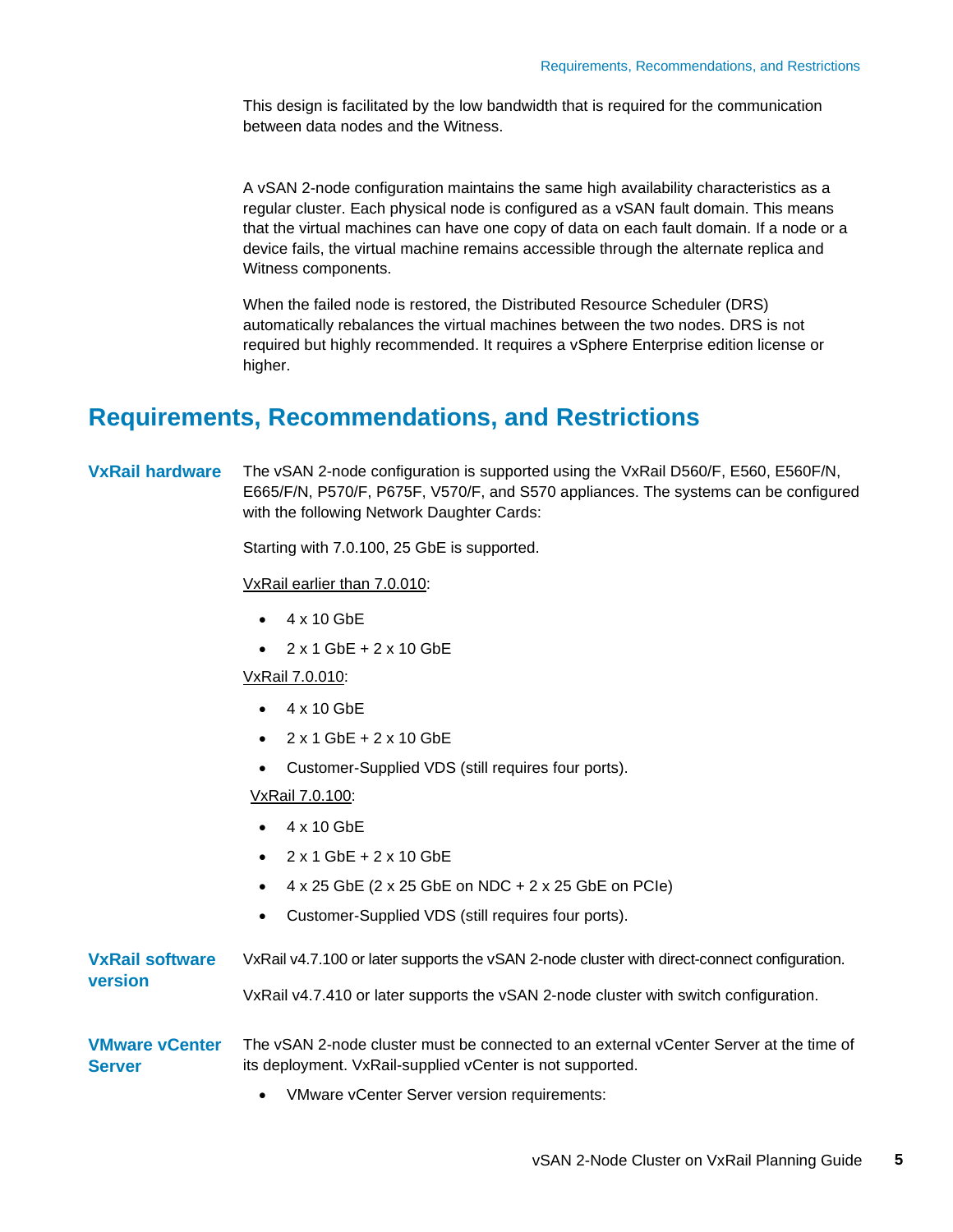This design is facilitated by the low bandwidth that is required for the communication between data nodes and the Witness.

A vSAN 2-node configuration maintains the same high availability characteristics as a regular cluster. Each physical node is configured as a vSAN fault domain. This means that the virtual machines can have one copy of data on each fault domain. If a node or a device fails, the virtual machine remains accessible through the alternate replica and Witness components.

When the failed node is restored, the Distributed Resource Scheduler (DRS) automatically rebalances the virtual machines between the two nodes. DRS is not required but highly recommended. It requires a vSphere Enterprise edition license or higher.

## Requirements, Recommendations, and Restrictions

### VxRail hardware

The vSAN 2-node configuration is supported using the VxRail D560/F, E560, E560F/N, E665/F/N, P570/F, P675F, V570/F, and S570 appliances. The systems can be configured with the following Network Daughter Cards:

Starting with 7.0.100, 25 GbE is supported.

<u>VxRail earlier than 7.0.010</u>:

- 4 x 10 GbE
- 2 x 1 GbE + 2 x 10 GbE

<u>VxRail 7.0.010</u>:

- 4 x 10 GbE
- 2 x 1 GbE + 2 x 10 GbE
- Customer-Supplied VDS (still requires four ports).

<u>VxRail 7.0.100</u>:

- 4 x 10 GbE
- 2 x 1 GbE + 2 x 10 GbE
- 4 x 25 GbE (2 x 25 GbE on NDC + 2 x 25 GbE on PCIe)
- Customer-Supplied VDS (still requires four ports).

### VxRail software version

VxRail v4.7.100 or later supports the vSAN 2-node cluster with direct-connect configuration.

VxRail v4.7.410 or later supports the vSAN 2-node cluster with switch configuration.

### VMware vCenter Server

The vSAN 2-node cluster must be connected to an external vCenter Server at the time of its deployment. VxRail-supplied vCenter is not supported.

- VMware vCenter Server version requirements: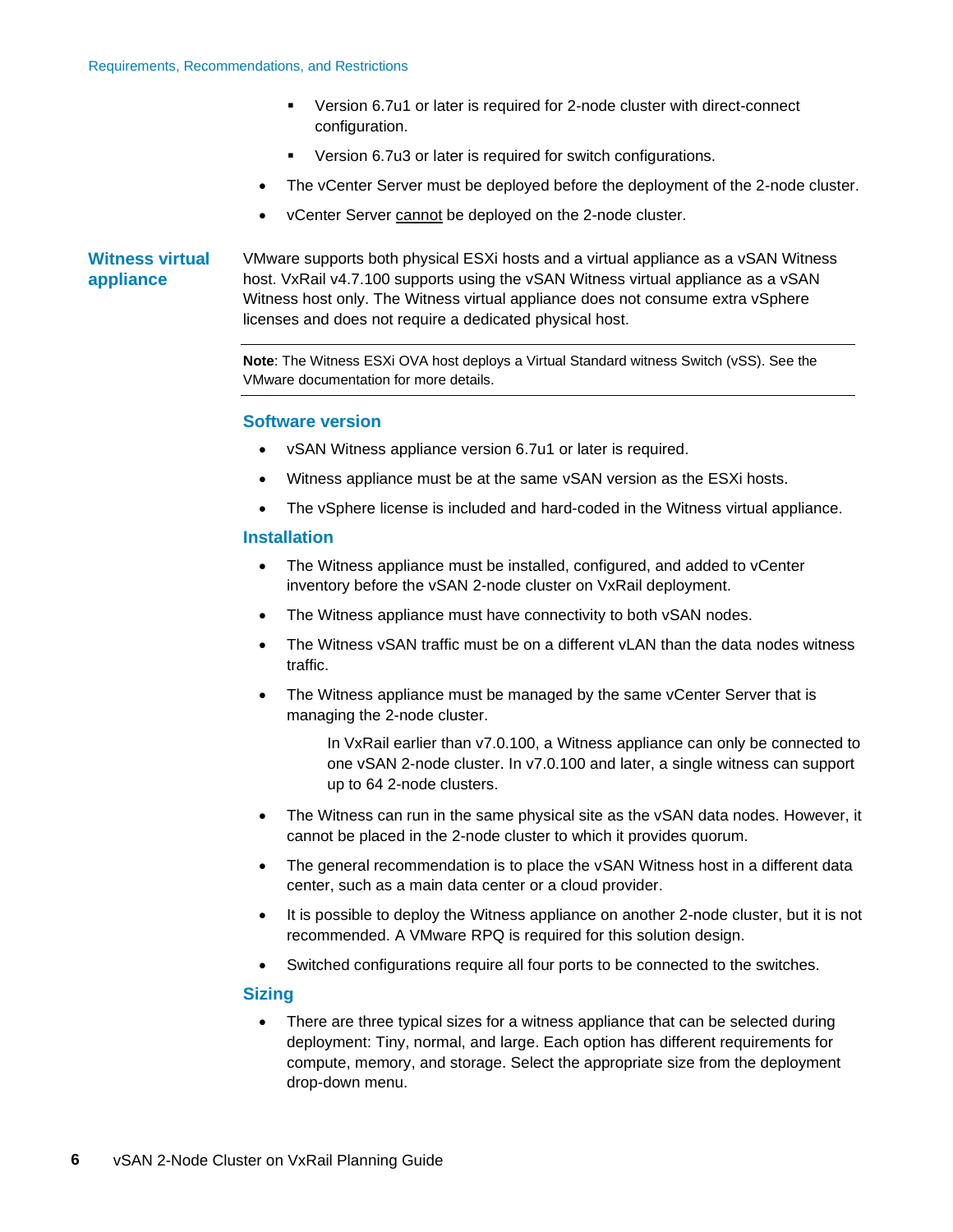- Version 6.7u1 or later is required for 2-node cluster with direct-connect configuration.
- Version 6.7u3 or later is required for switch configurations.

- The vCenter Server must be deployed before the deployment of the 2-node cluster.
- vCenter Server cannot be deployed on the 2-node cluster.

## Witness virtual appliance

VMware supports both physical ESXi hosts and a virtual appliance as a vSAN Witness host. VxRail v4.7.100 supports using the vSAN Witness virtual appliance as a vSAN Witness host only. The Witness virtual appliance does not consume extra vSphere licenses and does not require a dedicated physical host.

---

**Note**: The Witness ESXi OVA host deploys a Virtual Standard witness Switch (vSS). See the VMware documentation for more details.

---

### Software version

- vSAN Witness appliance version 6.7u1 or later is required.
- Witness appliance must be at the same vSAN version as the ESXi hosts.
- The vSphere license is included and hard-coded in the Witness virtual appliance.

### Installation

- The Witness appliance must be installed, configured, and added to vCenter inventory before the vSAN 2-node cluster on VxRail deployment.
- The Witness appliance must have connectivity to both vSAN nodes.
- The Witness vSAN traffic must be on a different vLAN than the data nodes witness traffic.
- The Witness appliance must be managed by the same vCenter Server that is managing the 2-node cluster.

  In VxRail earlier than v7.0.100, a Witness appliance can only be connected to one vSAN 2-node cluster. In v7.0.100 and later, a single witness can support up to 64 2-node clusters.

- The Witness can run in the same physical site as the vSAN data nodes. However, it cannot be placed in the 2-node cluster to which it provides quorum.
- The general recommendation is to place the vSAN Witness host in a different data center, such as a main data center or a cloud provider.
- It is possible to deploy the Witness appliance on another 2-node cluster, but it is not recommended. A VMware RPQ is required for this solution design.
- Switched configurations require all four ports to be connected to the switches.

### Sizing

- There are three typical sizes for a witness appliance that can be selected during deployment: Tiny, normal, and large. Each option has different requirements for compute, memory, and storage. Select the appropriate size from the deployment drop-down menu.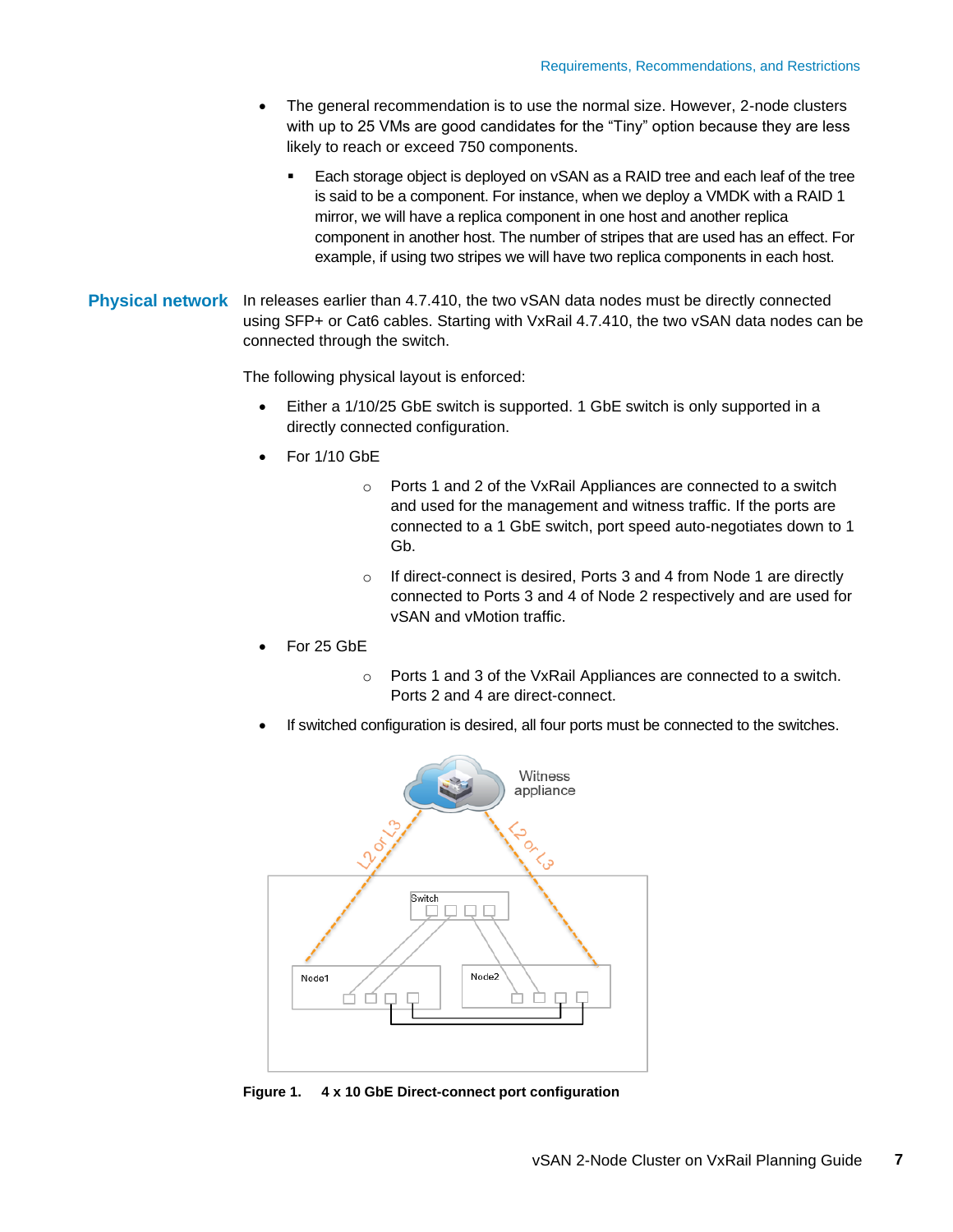- The general recommendation is to use the normal size. However, 2-node clusters with up to 25 VMs are good candidates for the “Tiny” option because they are less likely to reach or exceed 750 components.
  - Each storage object is deployed on vSAN as a RAID tree and each leaf of the tree is said to be a component. For instance, when we deploy a VMDK with a RAID 1 mirror, we will have a replica component in one host and another replica component in another host. The number of stripes that are used has an effect. For example, if using two stripes we will have two replica components in each host.

## Physical network

In releases earlier than 4.7.410, the two vSAN data nodes must be directly connected using SFP+ or Cat6 cables. Starting with VxRail 4.7.410, the two vSAN data nodes can be connected through the switch.

The following physical layout is enforced:

- Either a 1/10/25 GbE switch is supported. 1 GbE switch is only supported in a directly connected configuration.
- For 1/10 GbE
  - Ports 1 and 2 of the VxRail Appliances are connected to a switch and used for the management and witness traffic. If the ports are connected to a 1 GbE switch, port speed auto-negotiates down to 1 Gb.
  - If direct-connect is desired, Ports 3 and 4 from Node 1 are directly connected to Ports 3 and 4 of Node 2 respectively and are used for vSAN and vMotion traffic.
- For 25 GbE
  - Ports 1 and 3 of the VxRail Appliances are connected to a switch. Ports 2 and 4 are direct-connect.
- If switched configuration is desired, all four ports must be connected to the switches.

**Figure 1. 4 x 10 GbE Direct-connect port configuration**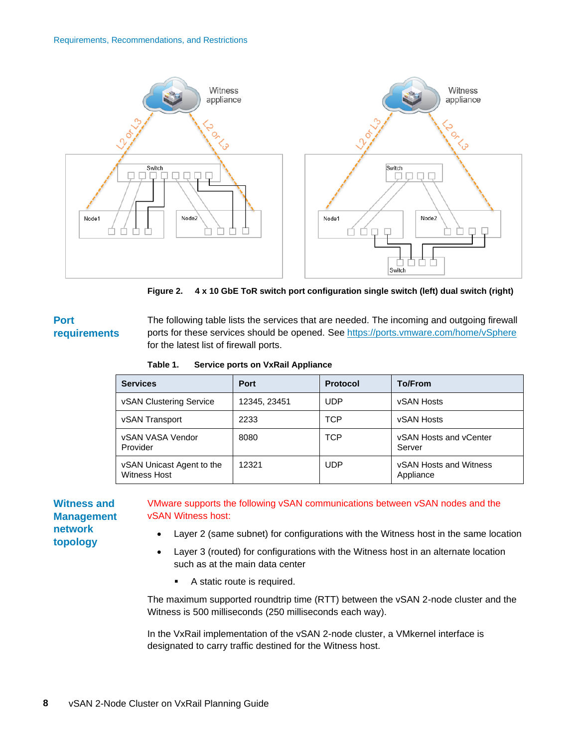**Figure 2. 4 x 10 GbE ToR switch port configuration single switch (left) dual switch (right)**

## Port requirements

The following table lists the services that are needed. The incoming and outgoing firewall ports for these services should be opened. See https://ports.vmware.com/home/vSphere for the latest list of firewall ports.

**Table 1. Service ports on VxRail Appliance**

| Services | Port | Protocol | To/From |
|---|---|---|---|
| vSAN Clustering Service | 12345, 23451 | UDP | vSAN Hosts |
| vSAN Transport | 2233 | TCP | vSAN Hosts |
| vSAN VASA Vendor Provider | 8080 | TCP | vSAN Hosts and vCenter Server |
| vSAN Unicast Agent to the Witness Host | 12321 | UDP | vSAN Hosts and Witness Appliance |

## Witness and Management network topology

VMware supports the following vSAN communications between vSAN nodes and the vSAN Witness host:

- Layer 2 (same subnet) for configurations with the Witness host in the same location
- Layer 3 (routed) for configurations with the Witness host in an alternate location such as at the main data center
  - A static route is required.

The maximum supported roundtrip time (RTT) between the vSAN 2-node cluster and the Witness is 500 milliseconds (250 milliseconds each way).

In the VxRail implementation of the vSAN 2-node cluster, a VMkernel interface is designated to carry traffic destined for the Witness host.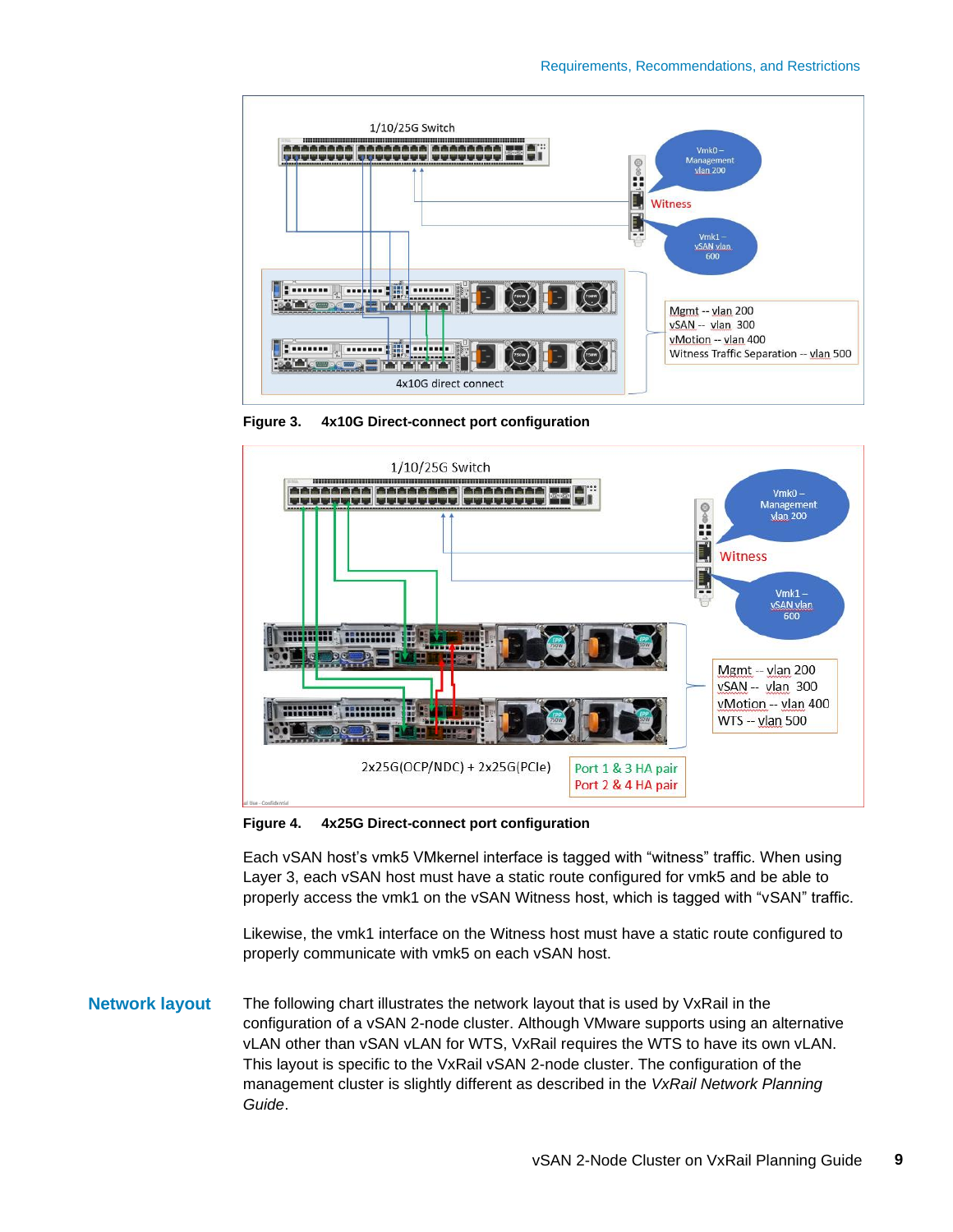Figure 3. 4x10G Direct-connect port configuration

Figure 4. 4x25G Direct-connect port configuration

Each vSAN host's vmk5 VMkernel interface is tagged with "witness" traffic. When using Layer 3, each vSAN host must have a static route configured for vmk5 and be able to properly access the vmk1 on the vSAN Witness host, which is tagged with "vSAN" traffic.

Likewise, the vmk1 interface on the Witness host must have a static route configured to properly communicate with vmk5 on each vSAN host.

## Network layout

The following chart illustrates the network layout that is used by VxRail in the configuration of a vSAN 2-node cluster. Although VMware supports using an alternative vLAN other than vSAN vLAN for WTS, VxRail requires the WTS to have its own vLAN. This layout is specific to the VxRail vSAN 2-node cluster. The configuration of the management cluster is slightly different as described in the *VxRail Network Planning Guide*.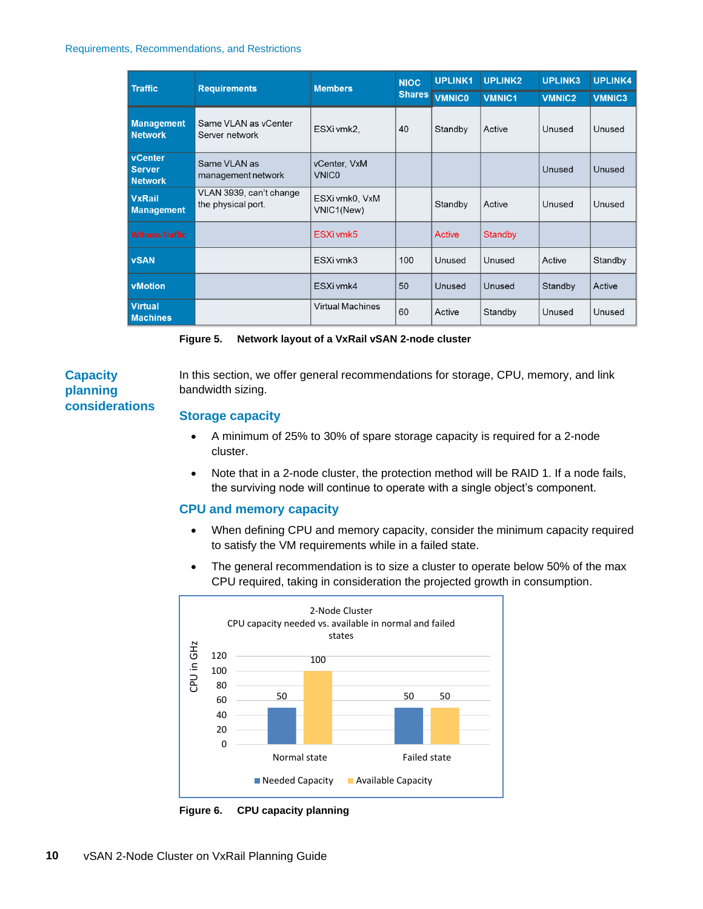| Traffic | Requirements | Members | NIOC Shares | UPLINK1 VMNIC0 | UPLINK2 VMNIC1 | UPLINK3 VMNIC2 | UPLINK4 VMNIC3 |
|---|---|---|---|---|---|---|---|
| Management Network | Same VLAN as vCenter Server network | ESXi vmk2, | 40 | Standby | Active | Unused | Unused |
| vCenter Server Network | Same VLAN as management network | vCenter, VxM VNIC0 | | | | Unused | Unused |
| VxRail Management | VLAN 3939, can't change the physical port. | ESXi vmk0, VxM VNIC1(New) | | Standby | Active | Unused | Unused |
| Witness Traffic | | ESXi vmk5 | | Active | Standby | | |
| vSAN | | ESXi vmk3 | 100 | Unused | Unused | Active | Standby |
| vMotion | | ESXi vmk4 | 50 | Unused | Unused | Standby | Active |
| Virtual Machines | | Virtual Machines | 60 | Active | Standby | Unused | Unused |

**Figure 5. Network layout of a VxRail vSAN 2-node cluster**

## Capacity planning considerations

In this section, we offer general recommendations for storage, CPU, memory, and link bandwidth sizing.

### Storage capacity

- A minimum of 25% to 30% of spare storage capacity is required for a 2-node cluster.
- Note that in a 2-node cluster, the protection method will be RAID 1. If a node fails, the surviving node will continue to operate with a single object's component.

### CPU and memory capacity

- When defining CPU and memory capacity, consider the minimum capacity required to satisfy the VM requirements while in a failed state.
- The general recommendation is to size a cluster to operate below 50% of the max CPU required, taking in consideration the projected growth in consumption.

2-Node Cluster
CPU capacity needed vs. available in normal and failed states

| CPU in GHz | Needed Capacity | Available Capacity |
|---|---|---|
| Normal state | 50 | 100 |
| Failed state | 50 | 50 |

**Figure 6. CPU capacity planning**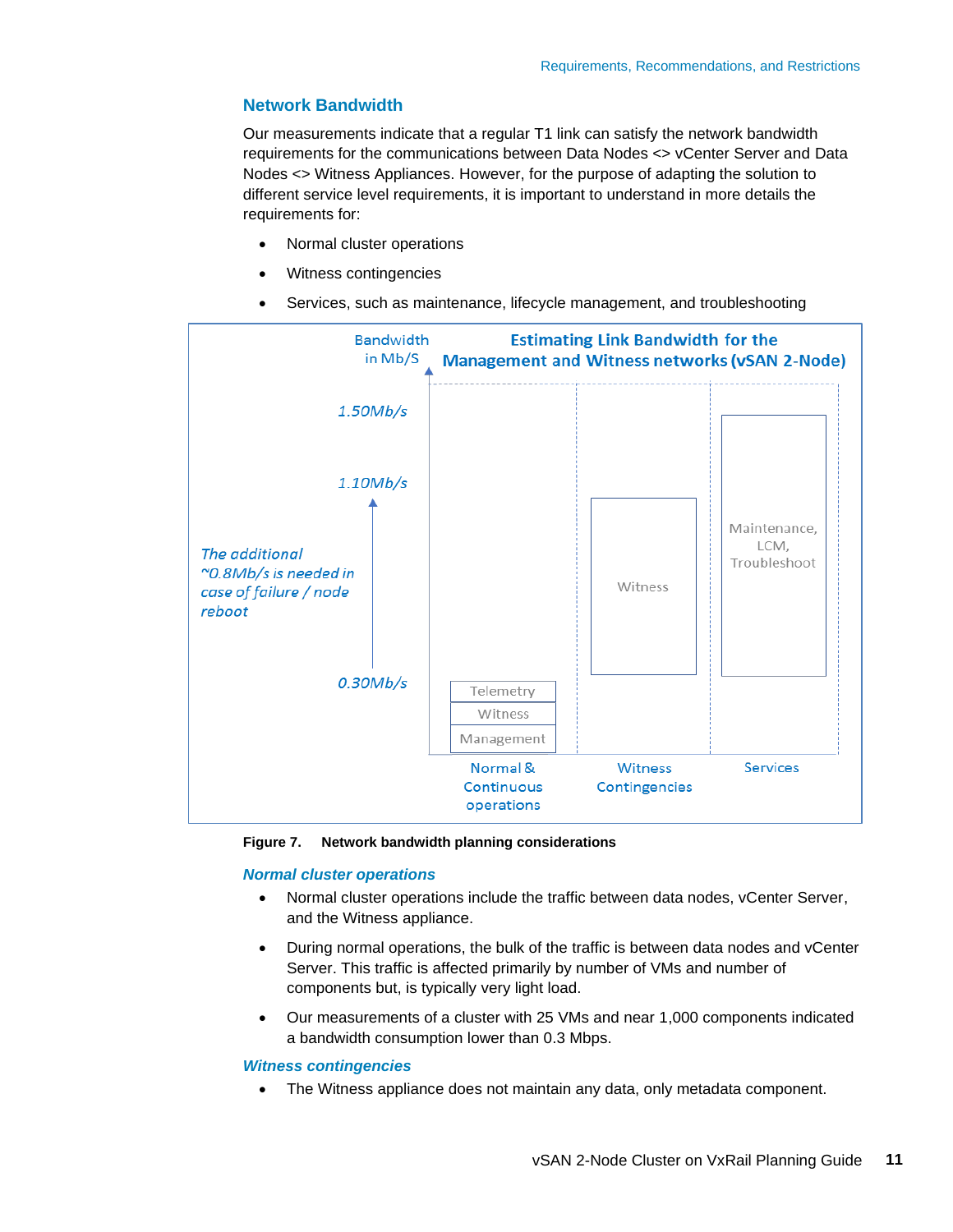## Network Bandwidth

Our measurements indicate that a regular T1 link can satisfy the network bandwidth requirements for the communications between Data Nodes <> vCenter Server and Data Nodes <> Witness Appliances. However, for the purpose of adapting the solution to different service level requirements, it is important to understand in more details the requirements for:

- Normal cluster operations
- Witness contingencies
- Services, such as maintenance, lifecycle management, and troubleshooting

Estimating Link Bandwidth for the Management and Witness networks (vSAN 2-Node)

Bandwidth in Mb/S

1.50Mb/s

1.10Mb/s

0.30Mb/s

The additional ~0.8Mb/s is needed in case of failure / node reboot

Telemetry

Witness

Management

Witness

Maintenance, LCM, Troubleshoot

Normal & Continuous operations

Witness Contingencies

Services

**Figure 7. Network bandwidth planning considerations**

### *Normal cluster operations*

- Normal cluster operations include the traffic between data nodes, vCenter Server, and the Witness appliance.
- During normal operations, the bulk of the traffic is between data nodes and vCenter Server. This traffic is affected primarily by number of VMs and number of components but, is typically very light load.
- Our measurements of a cluster with 25 VMs and near 1,000 components indicated a bandwidth consumption lower than 0.3 Mbps.

### *Witness contingencies*

- The Witness appliance does not maintain any data, only metadata component.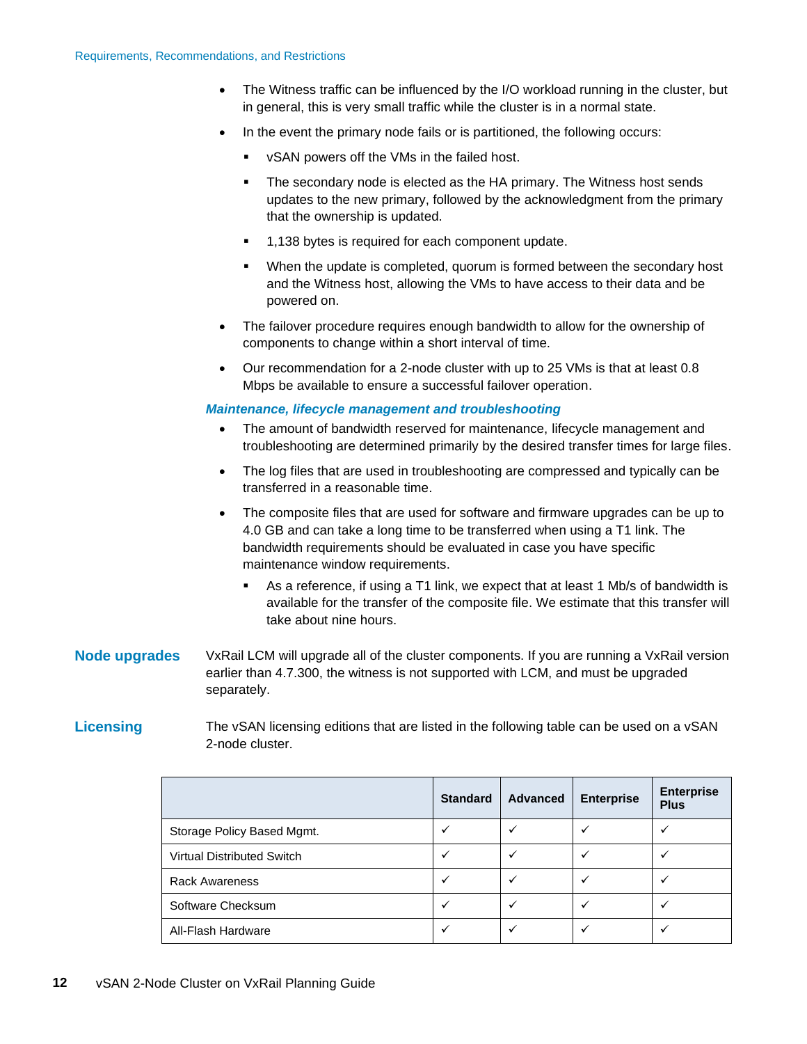- The Witness traffic can be influenced by the I/O workload running in the cluster, but in general, this is very small traffic while the cluster is in a normal state.
- In the event the primary node fails or is partitioned, the following occurs:
  - vSAN powers off the VMs in the failed host.
  - The secondary node is elected as the HA primary. The Witness host sends updates to the new primary, followed by the acknowledgment from the primary that the ownership is updated.
  - 1,138 bytes is required for each component update.
  - When the update is completed, quorum is formed between the secondary host and the Witness host, allowing the VMs to have access to their data and be powered on.
- The failover procedure requires enough bandwidth to allow for the ownership of components to change within a short interval of time.
- Our recommendation for a 2-node cluster with up to 25 VMs is that at least 0.8 Mbps be available to ensure a successful failover operation.

### *Maintenance, lifecycle management and troubleshooting*

- The amount of bandwidth reserved for maintenance, lifecycle management and troubleshooting are determined primarily by the desired transfer times for large files.
- The log files that are used in troubleshooting are compressed and typically can be transferred in a reasonable time.
- The composite files that are used for software and firmware upgrades can be up to 4.0 GB and can take a long time to be transferred when using a T1 link. The bandwidth requirements should be evaluated in case you have specific maintenance window requirements.
  - As a reference, if using a T1 link, we expect that at least 1 Mb/s of bandwidth is available for the transfer of the composite file. We estimate that this transfer will take about nine hours.

## Node upgrades

VxRail LCM will upgrade all of the cluster components. If you are running a VxRail version earlier than 4.7.300, the witness is not supported with LCM, and must be upgraded separately.

## Licensing

The vSAN licensing editions that are listed in the following table can be used on a vSAN 2-node cluster.

| | Standard | Advanced | Enterprise | Enterprise Plus |
|---|---|---|---|---|
| Storage Policy Based Mgmt. | ✓ | ✓ | ✓ | ✓ |
| Virtual Distributed Switch | ✓ | ✓ | ✓ | ✓ |
| Rack Awareness | ✓ | ✓ | ✓ | ✓ |
| Software Checksum | ✓ | ✓ | ✓ | ✓ |
| All-Flash Hardware | ✓ | ✓ | ✓ | ✓ |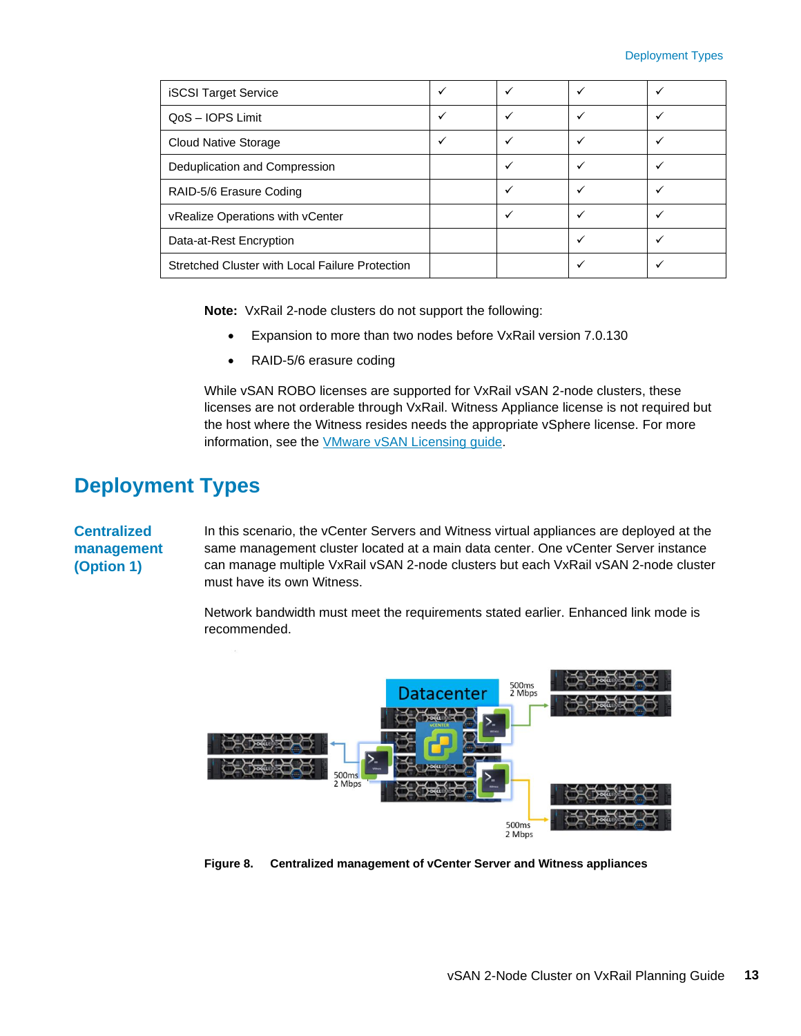| iSCSI Target Service | ✓ | ✓ | ✓ | ✓ |
|---|---|---|---|---|
| QoS – IOPS Limit | ✓ | ✓ | ✓ | ✓ |
| Cloud Native Storage | ✓ | ✓ | ✓ | ✓ |
| Deduplication and Compression | | ✓ | ✓ | ✓ |
| RAID-5/6 Erasure Coding | | ✓ | ✓ | ✓ |
| vRealize Operations with vCenter | | ✓ | ✓ | ✓ |
| Data-at-Rest Encryption | | | ✓ | ✓ |
| Stretched Cluster with Local Failure Protection | | | ✓ | ✓ |

**Note:** VxRail 2-node clusters do not support the following:

- Expansion to more than two nodes before VxRail version 7.0.130
- RAID-5/6 erasure coding

While vSAN ROBO licenses are supported for VxRail vSAN 2-node clusters, these licenses are not orderable through VxRail. Witness Appliance license is not required but the host where the Witness resides needs the appropriate vSphere license. For more information, see the VMware vSAN Licensing guide.

# Deployment Types

## Centralized management (Option 1)

In this scenario, the vCenter Servers and Witness virtual appliances are deployed at the same management cluster located at a main data center. One vCenter Server instance can manage multiple VxRail vSAN 2-node clusters but each VxRail vSAN 2-node cluster must have its own Witness.

Network bandwidth must meet the requirements stated earlier. Enhanced link mode is recommended.

**Figure 8. Centralized management of vCenter Server and Witness appliances**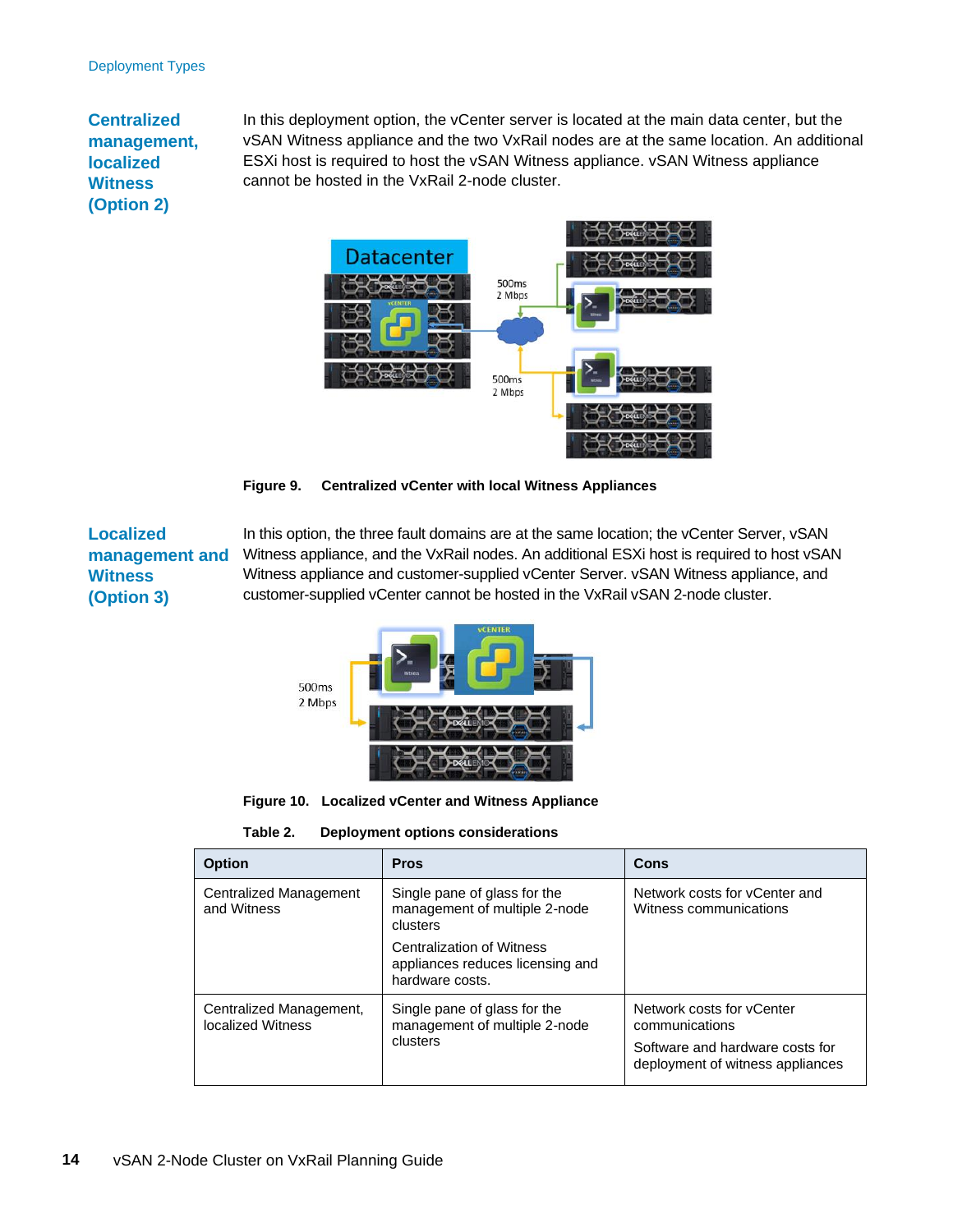### Centralized management, localized Witness (Option 2)

In this deployment option, the vCenter server is located at the main data center, but the vSAN Witness appliance and the two VxRail nodes are at the same location. An additional ESXi host is required to host the vSAN Witness appliance. vSAN Witness appliance cannot be hosted in the VxRail 2-node cluster.

**Figure 9. Centralized vCenter with local Witness Appliances**

### Localized management and Witness (Option 3)

In this option, the three fault domains are at the same location; the vCenter Server, vSAN Witness appliance, and the VxRail nodes. An additional ESXi host is required to host vSAN Witness appliance and customer-supplied vCenter Server. vSAN Witness appliance, and customer-supplied vCenter cannot be hosted in the VxRail vSAN 2-node cluster.

**Figure 10. Localized vCenter and Witness Appliance**

**Table 2. Deployment options considerations**

| Option | Pros | Cons |
|---|---|---|
| Centralized Management and Witness | Single pane of glass for the management of multiple 2-node clusters<br><br>Centralization of Witness appliances reduces licensing and hardware costs. | Network costs for vCenter and Witness communications |
| Centralized Management, localized Witness | Single pane of glass for the management of multiple 2-node clusters | Network costs for vCenter communications<br><br>Software and hardware costs for deployment of witness appliances |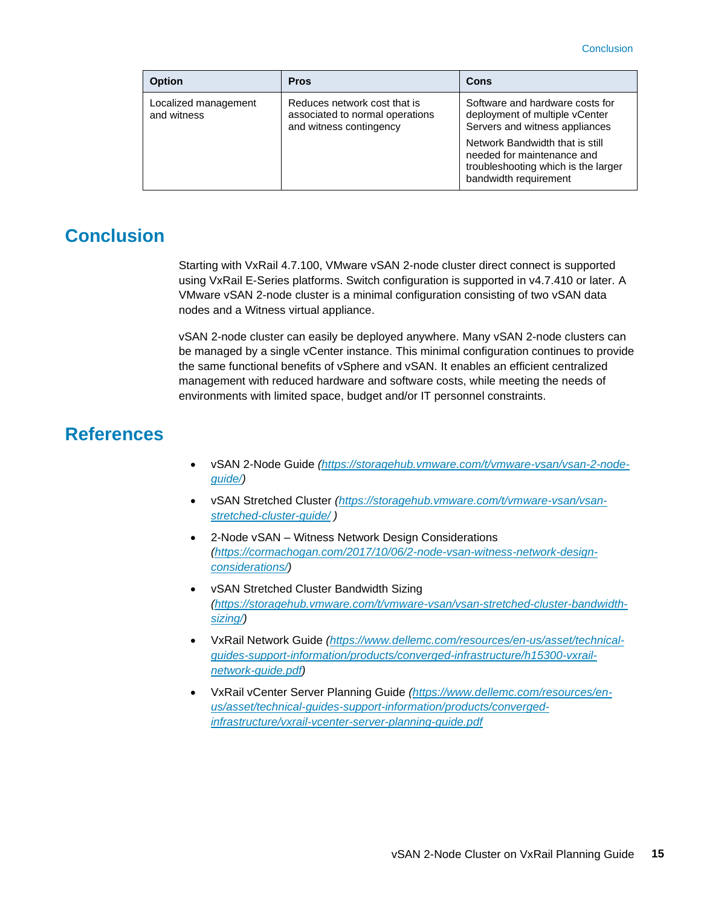| Option | Pros | Cons |
|---|---|---|
| Localized management and witness | Reduces network cost that is associated to normal operations and witness contingency | Software and hardware costs for deployment of multiple vCenter Servers and witness appliances<br><br>Network Bandwidth that is still needed for maintenance and troubleshooting which is the larger bandwidth requirement |

# Conclusion

Starting with VxRail 4.7.100, VMware vSAN 2-node cluster direct connect is supported using VxRail E-Series platforms. Switch configuration is supported in v4.7.410 or later. A VMware vSAN 2-node cluster is a minimal configuration consisting of two vSAN data nodes and a Witness virtual appliance.

vSAN 2-node cluster can easily be deployed anywhere. Many vSAN 2-node clusters can be managed by a single vCenter instance. This minimal configuration continues to provide the same functional benefits of vSphere and vSAN. It enables an efficient centralized management with reduced hardware and software costs, while meeting the needs of environments with limited space, budget and/or IT personnel constraints.

# References

- vSAN 2-Node Guide *(https://storagehub.vmware.com/t/vmware-vsan/vsan-2-node-guide/)*
- vSAN Stretched Cluster *(https://storagehub.vmware.com/t/vmware-vsan/vsan-stretched-cluster-guide/ )*
- 2-Node vSAN – Witness Network Design Considerations *(https://cormachogan.com/2017/10/06/2-node-vsan-witness-network-design-considerations/)*
- vSAN Stretched Cluster Bandwidth Sizing *(https://storagehub.vmware.com/t/vmware-vsan/vsan-stretched-cluster-bandwidth-sizing/)*
- VxRail Network Guide *(https://www.dellemc.com/resources/en-us/asset/technical-guides-support-information/products/converged-infrastructure/h15300-vxrail-network-guide.pdf)*
- VxRail vCenter Server Planning Guide *(https://www.dellemc.com/resources/en-us/asset/technical-guides-support-information/products/converged-infrastructure/vxrail-vcenter-server-planning-guide.pdf*